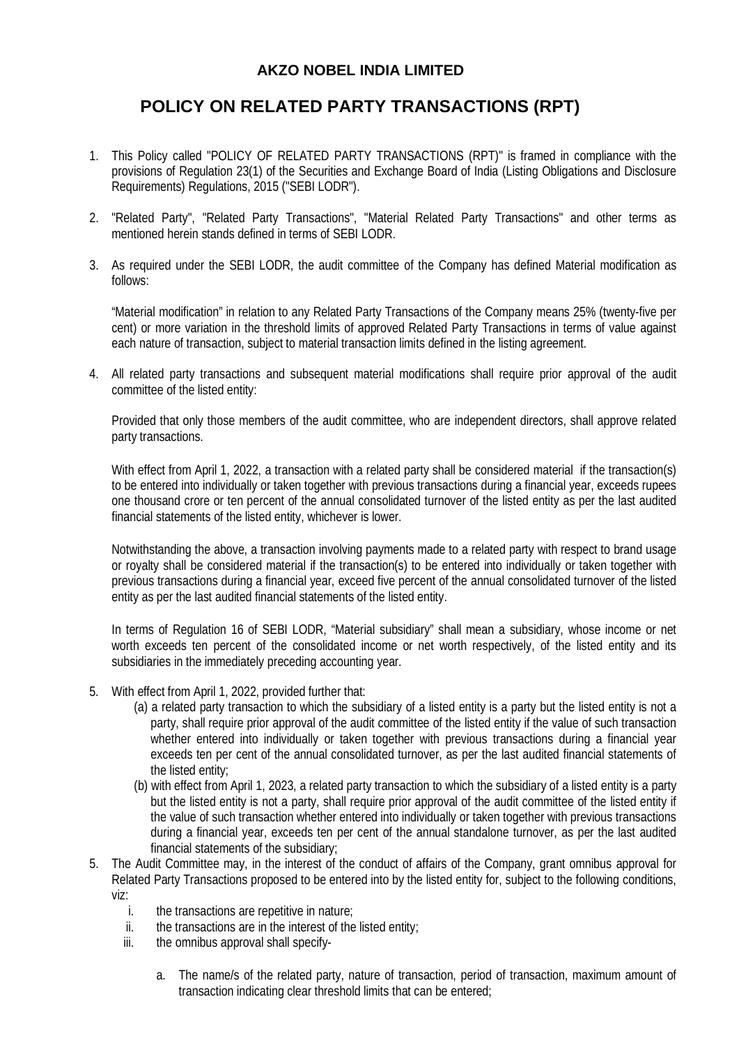# AKZO NOBEL INDIA LIMITED

## POLICY ON RELATED PARTY TRANSACTIONS (RPT)

1. This Policy called "POLICY OF RELATED PARTY TRANSACTIONS (RPT)" is framed in compliance with the provisions of Regulation 23(1) of the Securities and Exchange Board of India (Listing Obligations and Disclosure Requirements) Regulations, 2015 ("SEBI LODR").

2. "Related Party", "Related Party Transactions", "Material Related Party Transactions" and other terms as mentioned herein stands defined in terms of SEBI LODR.

3. As required under the SEBI LODR, the audit committee of the Company has defined Material modification as follows:

   "Material modification" in relation to any Related Party Transactions of the Company means 25% (twenty-five per cent) or more variation in the threshold limits of approved Related Party Transactions in terms of value against each nature of transaction, subject to material transaction limits defined in the listing agreement.

4. All related party transactions and subsequent material modifications shall require prior approval of the audit committee of the listed entity:

   Provided that only those members of the audit committee, who are independent directors, shall approve related party transactions.

   With effect from April 1, 2022, a transaction with a related party shall be considered material if the transaction(s) to be entered into individually or taken together with previous transactions during a financial year, exceeds rupees one thousand crore or ten percent of the annual consolidated turnover of the listed entity as per the last audited financial statements of the listed entity, whichever is lower.

   Notwithstanding the above, a transaction involving payments made to a related party with respect to brand usage or royalty shall be considered material if the transaction(s) to be entered into individually or taken together with previous transactions during a financial year, exceed five percent of the annual consolidated turnover of the listed entity as per the last audited financial statements of the listed entity.

   In terms of Regulation 16 of SEBI LODR, "Material subsidiary" shall mean a subsidiary, whose income or net worth exceeds ten percent of the consolidated income or net worth respectively, of the listed entity and its subsidiaries in the immediately preceding accounting year.

5. With effect from April 1, 2022, provided further that:
   (a) a related party transaction to which the subsidiary of a listed entity is a party but the listed entity is not a party, shall require prior approval of the audit committee of the listed entity if the value of such transaction whether entered into individually or taken together with previous transactions during a financial year exceeds ten per cent of the annual consolidated turnover, as per the last audited financial statements of the listed entity;
   (b) with effect from April 1, 2023, a related party transaction to which the subsidiary of a listed entity is a party but the listed entity is not a party, shall require prior approval of the audit committee of the listed entity if the value of such transaction whether entered into individually or taken together with previous transactions during a financial year, exceeds ten per cent of the annual standalone turnover, as per the last audited financial statements of the subsidiary;

5. The Audit Committee may, in the interest of the conduct of affairs of the Company, grant omnibus approval for Related Party Transactions proposed to be entered into by the listed entity for, subject to the following conditions, viz:
   i. the transactions are repetitive in nature;
   ii. the transactions are in the interest of the listed entity;
   iii. the omnibus approval shall specify-

      a. The name/s of the related party, nature of transaction, period of transaction, maximum amount of transaction indicating clear threshold limits that can be entered;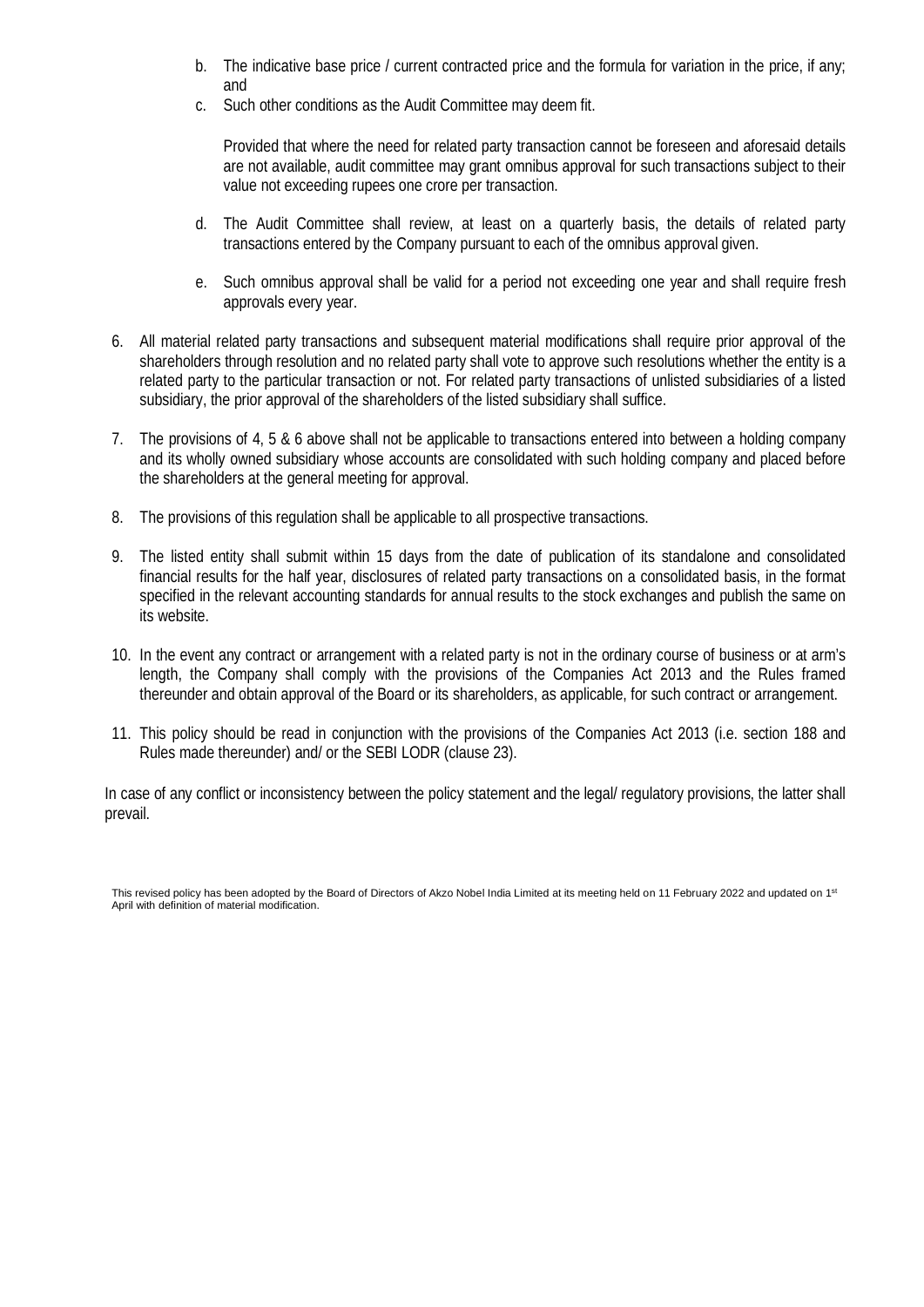b. The indicative base price / current contracted price and the formula for variation in the price, if any; and

c. Such other conditions as the Audit Committee may deem fit.

   Provided that where the need for related party transaction cannot be foreseen and aforesaid details are not available, audit committee may grant omnibus approval for such transactions subject to their value not exceeding rupees one crore per transaction.

d. The Audit Committee shall review, at least on a quarterly basis, the details of related party transactions entered by the Company pursuant to each of the omnibus approval given.

e. Such omnibus approval shall be valid for a period not exceeding one year and shall require fresh approvals every year.

6. All material related party transactions and subsequent material modifications shall require prior approval of the shareholders through resolution and no related party shall vote to approve such resolutions whether the entity is a related party to the particular transaction or not. For related party transactions of unlisted subsidiaries of a listed subsidiary, the prior approval of the shareholders of the listed subsidiary shall suffice.

7. The provisions of 4, 5 & 6 above shall not be applicable to transactions entered into between a holding company and its wholly owned subsidiary whose accounts are consolidated with such holding company and placed before the shareholders at the general meeting for approval.

8. The provisions of this regulation shall be applicable to all prospective transactions.

9. The listed entity shall submit within 15 days from the date of publication of its standalone and consolidated financial results for the half year, disclosures of related party transactions on a consolidated basis, in the format specified in the relevant accounting standards for annual results to the stock exchanges and publish the same on its website.

10. In the event any contract or arrangement with a related party is not in the ordinary course of business or at arm's length, the Company shall comply with the provisions of the Companies Act 2013 and the Rules framed thereunder and obtain approval of the Board or its shareholders, as applicable, for such contract or arrangement.

11. This policy should be read in conjunction with the provisions of the Companies Act 2013 (i.e. section 188 and Rules made thereunder) and/ or the SEBI LODR (clause 23).

In case of any conflict or inconsistency between the policy statement and the legal/ regulatory provisions, the latter shall prevail.

This revised policy has been adopted by the Board of Directors of Akzo Nobel India Limited at its meeting held on 11 February 2022 and updated on 1st April with definition of material modification.